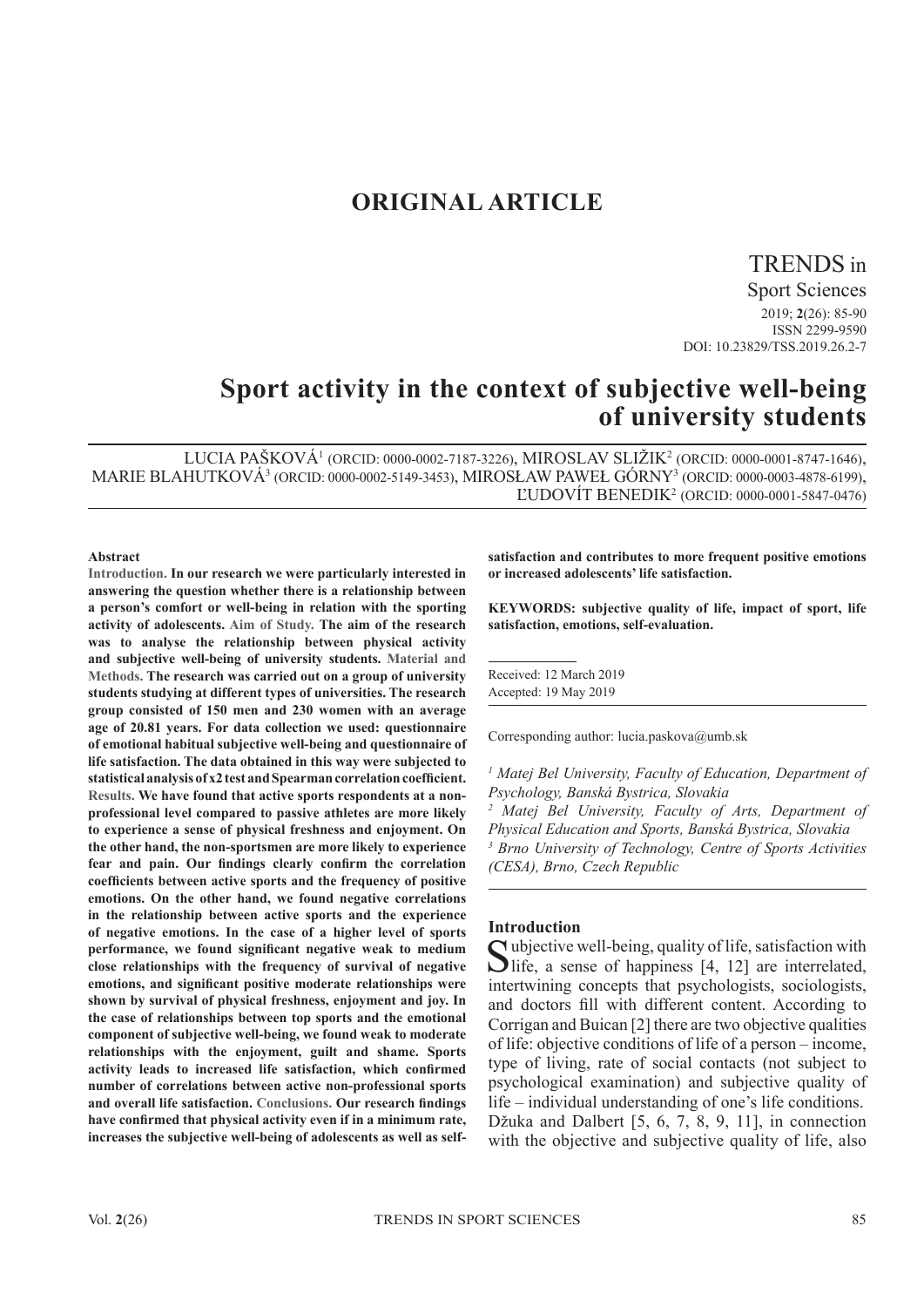# ORIGINAL ARTICLE

TRENDS in Sport Sciences
2019; **2**(26): 85-90
ISSN 2299-9590
DOI: 10.23829/TSS.2019.26.2-7

# Sport activity in the context of subjective well-being of university students

LUCIA PAŠKOVÁ[1] (ORCID: 0000-0002-7187-3226), MIROSLAV SLIŽIK[2] (ORCID: 0000-0001-8747-1646), MARIE BLAHUTKOVÁ[3] (ORCID: 0000-0002-5149-3453), MIROSŁAW PAWEŁ GÓRNY[3] (ORCID: 0000-0003-4878-6199), ĽUDOVÍT BENEDIK[2] (ORCID: 0000-0001-5847-0476)

**Abstract**

**Introduction. In our research we were particularly interested in answering the question whether there is a relationship between a person's comfort or well-being in relation with the sporting activity of adolescents. Aim of Study. The aim of the research was to analyse the relationship between physical activity and subjective well-being of university students. Material and Methods. The research was carried out on a group of university students studying at different types of universities. The research group consisted of 150 men and 230 women with an average age of 20.81 years. For data collection we used: questionnaire of emotional habitual subjective well-being and questionnaire of life satisfaction. The data obtained in this way were subjected to statistical analysis of x2 test and Spearman correlation coefficient. Results. We have found that active sports respondents at a non-professional level compared to passive athletes are more likely to experience a sense of physical freshness and enjoyment. On the other hand, the non-sportsmen are more likely to experience fear and pain. Our findings clearly confirm the correlation coefficients between active sports and the frequency of positive emotions. On the other hand, we found negative correlations in the relationship between active sports and the experience of negative emotions. In the case of a higher level of sports performance, we found significant negative weak to medium close relationships with the frequency of survival of negative emotions, and significant positive moderate relationships were shown by survival of physical freshness, enjoyment and joy. In the case of relationships between top sports and the emotional component of subjective well-being, we found weak to moderate relationships with the enjoyment, guilt and shame. Sports activity leads to increased life satisfaction, which confirmed number of correlations between active non-professional sports and overall life satisfaction. Conclusions. Our research findings have confirmed that physical activity even if in a minimum rate, increases the subjective well-being of adolescents as well as self-satisfaction and contributes to more frequent positive emotions or increased adolescents' life satisfaction.**

**KEYWORDS: subjective quality of life, impact of sport, life satisfaction, emotions, self-evaluation.**

Received: 12 March 2019
Accepted: 19 May 2019

Corresponding author: lucia.paskova@umb.sk

*[1] Matej Bel University, Faculty of Education, Department of Psychology, Banská Bystrica, Slovakia*
*[2] Matej Bel University, Faculty of Arts, Department of Physical Education and Sports, Banská Bystrica, Slovakia*
*[3] Brno University of Technology, Centre of Sports Activities (CESA), Brno, Czech Republic*

## Introduction

Subjective well-being, quality of life, satisfaction with life, a sense of happiness [4, 12] are interrelated, intertwining concepts that psychologists, sociologists, and doctors fill with different content. According to Corrigan and Buican [2] there are two objective qualities of life: objective conditions of life of a person – income, type of living, rate of social contacts (not subject to psychological examination) and subjective quality of life – individual understanding of one's life conditions. Džuka and Dalbert [5, 6, 7, 8, 9, 11], in connection with the objective and subjective quality of life, also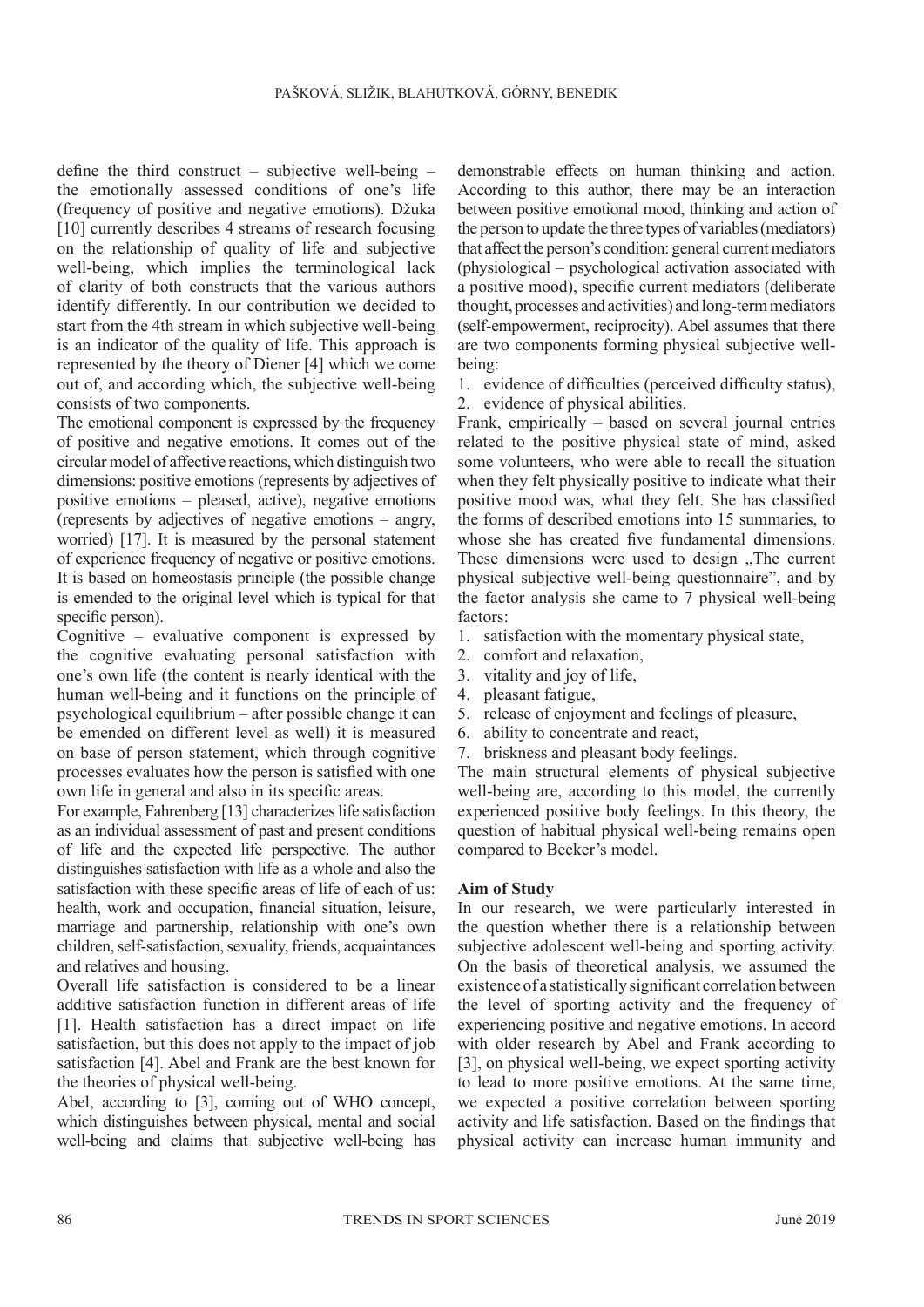define the third construct – subjective well-being – the emotionally assessed conditions of one's life (frequency of positive and negative emotions). Džuka [10] currently describes 4 streams of research focusing on the relationship of quality of life and subjective well-being, which implies the terminological lack of clarity of both constructs that the various authors identify differently. In our contribution we decided to start from the 4th stream in which subjective well-being is an indicator of the quality of life. This approach is represented by the theory of Diener [4] which we come out of, and according which, the subjective well-being consists of two components.

The emotional component is expressed by the frequency of positive and negative emotions. It comes out of the circular model of affective reactions, which distinguish two dimensions: positive emotions (represents by adjectives of positive emotions – pleased, active), negative emotions (represents by adjectives of negative emotions – angry, worried) [17]. It is measured by the personal statement of experience frequency of negative or positive emotions. It is based on homeostasis principle (the possible change is emended to the original level which is typical for that specific person).

Cognitive – evaluative component is expressed by the cognitive evaluating personal satisfaction with one's own life (the content is nearly identical with the human well-being and it functions on the principle of psychological equilibrium – after possible change it can be emended on different level as well) it is measured on base of person statement, which through cognitive processes evaluates how the person is satisfied with one own life in general and also in its specific areas.

For example, Fahrenberg [13] characterizes life satisfaction as an individual assessment of past and present conditions of life and the expected life perspective. The author distinguishes satisfaction with life as a whole and also the satisfaction with these specific areas of life of each of us: health, work and occupation, financial situation, leisure, marriage and partnership, relationship with one's own children, self-satisfaction, sexuality, friends, acquaintances and relatives and housing.

Overall life satisfaction is considered to be a linear additive satisfaction function in different areas of life [1]. Health satisfaction has a direct impact on life satisfaction, but this does not apply to the impact of job satisfaction [4]. Abel and Frank are the best known for the theories of physical well-being.

Abel, according to [3], coming out of WHO concept, which distinguishes between physical, mental and social well-being and claims that subjective well-being has demonstrable effects on human thinking and action. According to this author, there may be an interaction between positive emotional mood, thinking and action of the person to update the three types of variables (mediators) that affect the person's condition: general current mediators (physiological – psychological activation associated with a positive mood), specific current mediators (deliberate thought, processes and activities) and long-term mediators (self-empowerment, reciprocity). Abel assumes that there are two components forming physical subjective well-being:

1. evidence of difficulties (perceived difficulty status),
2. evidence of physical abilities.

Frank, empirically – based on several journal entries related to the positive physical state of mind, asked some volunteers, who were able to recall the situation when they felt physically positive to indicate what their positive mood was, what they felt. She has classified the forms of described emotions into 15 summaries, to whose she has created five fundamental dimensions. These dimensions were used to design „The current physical subjective well-being questionnaire", and by the factor analysis she came to 7 physical well-being factors:

1. satisfaction with the momentary physical state,
2. comfort and relaxation,
3. vitality and joy of life,
4. pleasant fatigue,
5. release of enjoyment and feelings of pleasure,
6. ability to concentrate and react,
7. briskness and pleasant body feelings.

The main structural elements of physical subjective well-being are, according to this model, the currently experienced positive body feelings. In this theory, the question of habitual physical well-being remains open compared to Becker's model.

### Aim of Study

In our research, we were particularly interested in the question whether there is a relationship between subjective adolescent well-being and sporting activity. On the basis of theoretical analysis, we assumed the existence of a statistically significant correlation between the level of sporting activity and the frequency of experiencing positive and negative emotions. In accord with older research by Abel and Frank according to [3], on physical well-being, we expect sporting activity to lead to more positive emotions. At the same time, we expected a positive correlation between sporting activity and life satisfaction. Based on the findings that physical activity can increase human immunity and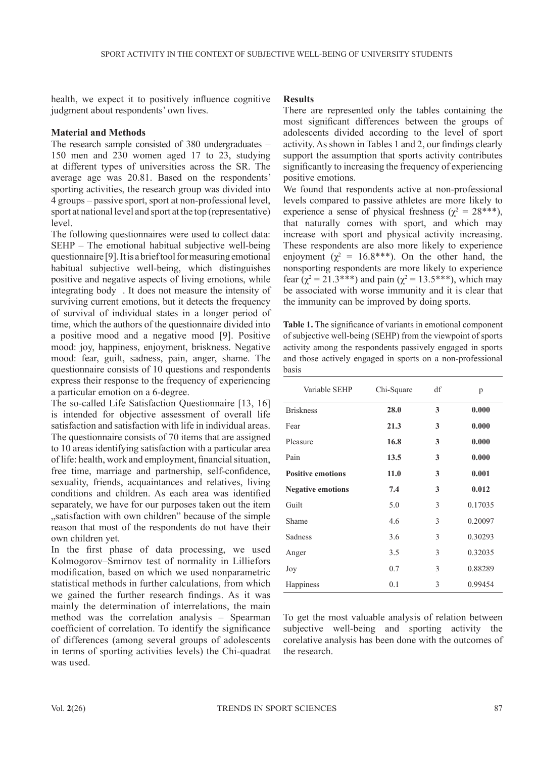health, we expect it to positively influence cognitive judgment about respondents' own lives.

### Material and Methods

The research sample consisted of 380 undergraduates – 150 men and 230 women aged 17 to 23, studying at different types of universities across the SR. The average age was 20.81. Based on the respondents' sporting activities, the research group was divided into 4 groups – passive sport, sport at non-professional level, sport at national level and sport at the top (representative) level.

The following questionnaires were used to collect data: SEHP – The emotional habitual subjective well-being questionnaire [9]. It is a brief tool for measuring emotional habitual subjective well-being, which distinguishes positive and negative aspects of living emotions, while integrating body . It does not measure the intensity of surviving current emotions, but it detects the frequency of survival of individual states in a longer period of time, which the authors of the questionnaire divided into a positive mood and a negative mood [9]. Positive mood: joy, happiness, enjoyment, briskness. Negative mood: fear, guilt, sadness, pain, anger, shame. The questionnaire consists of 10 questions and respondents express their response to the frequency of experiencing a particular emotion on a 6-degree.

The so-called Life Satisfaction Questionnaire [13, 16] is intended for objective assessment of overall life satisfaction and satisfaction with life in individual areas. The questionnaire consists of 70 items that are assigned to 10 areas identifying satisfaction with a particular area of life: health, work and employment, financial situation, free time, marriage and partnership, self-confidence, sexuality, friends, acquaintances and relatives, living conditions and children. As each area was identified separately, we have for our purposes taken out the item „satisfaction with own children" because of the simple reason that most of the respondents do not have their own children yet.

In the first phase of data processing, we used Kolmogorov–Smirnov test of normality in Lilliefors modification, based on which we used nonparametric statistical methods in further calculations, from which we gained the further research findings. As it was mainly the determination of interrelations, the main method was the correlation analysis – Spearman coefficient of correlation. To identify the significance of differences (among several groups of adolescents in terms of sporting activities levels) the Chi-quadrat was used.

### Results

There are represented only the tables containing the most significant differences between the groups of adolescents divided according to the level of sport activity. As shown in Tables 1 and 2, our findings clearly support the assumption that sports activity contributes significantly to increasing the frequency of experiencing positive emotions.

We found that respondents active at non-professional levels compared to passive athletes are more likely to experience a sense of physical freshness ($\chi^2$ = 28***), that naturally comes with sport, and which may increase with sport and physical activity increasing. These respondents are also more likely to experience enjoyment ($\chi^2$ = 16.8***). On the other hand, the nonsporting respondents are more likely to experience fear ($\chi^2$ = 21.3***) and pain ($\chi^2$ = 13.5***), which may be associated with worse immunity and it is clear that the immunity can be improved by doing sports.

**Table 1.** The significance of variants in emotional component of subjective well-being (SEHP) from the viewpoint of sports activity among the respondents passively engaged in sports and those actively engaged in sports on a non-professional basis

| Variable SEHP | Chi-Square | df | p |
|---|---|---|---|
| Briskness | **28.0** | **3** | **0.000** |
| Fear | **21.3** | **3** | **0.000** |
| Pleasure | **16.8** | **3** | **0.000** |
| Pain | **13.5** | **3** | **0.000** |
| **Positive emotions** | **11.0** | **3** | **0.001** |
| **Negative emotions** | **7.4** | **3** | **0.012** |
| Guilt | 5.0 | 3 | 0.17035 |
| Shame | 4.6 | 3 | 0.20097 |
| Sadness | 3.6 | 3 | 0.30293 |
| Anger | 3.5 | 3 | 0.32035 |
| Joy | 0.7 | 3 | 0.88289 |
| Happiness | 0.1 | 3 | 0.99454 |

To get the most valuable analysis of relation between subjective well-being and sporting activity the corelative analysis has been done with the outcomes of the research.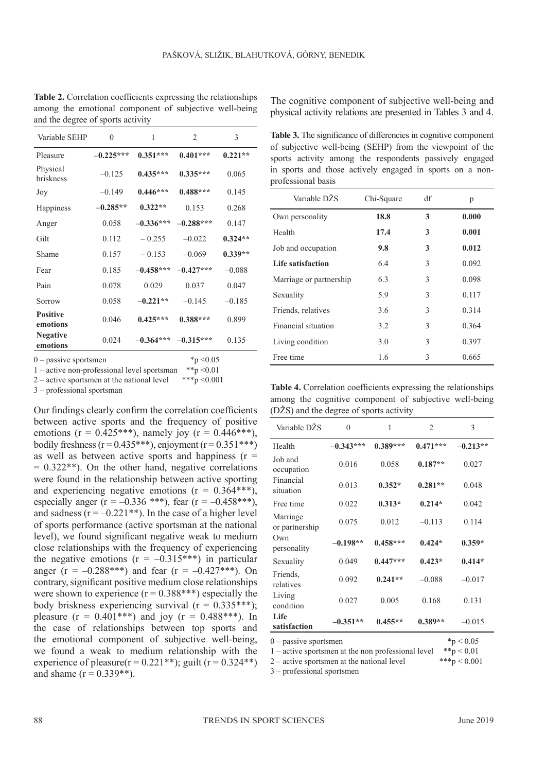**Table 2.** Correlation coefficients expressing the relationships among the emotional component of subjective well-being and the degree of sports activity

| Variable SEHP | 0 | 1 | 2 | 3 |
|---|---|---|---|---|
| Pleasure | **–0.225*\*\*** | **0.351*\*\*** | **0.401*\*\*** | **0.221*\*** |
| Physical briskness | –0.125 | **0.435*\*\*** | **0.335*\*\*** | 0.065 |
| Joy | –0.149 | **0.446*\*\*** | **0.488*\*\*** | 0.145 |
| Happiness | **–0.285*\*** | **0.322*\*** | 0.153 | 0.268 |
| Anger | 0.058 | **–0.336*\*\*** | **–0.288*\*\*** | 0.147 |
| Gilt | 0.112 | – 0.255 | –0.022 | **0.324*\*** |
| Shame | 0.157 | – 0.153 | –0.069 | **0.339*\*** |
| Fear | 0.185 | **–0.458*\*\*** | **–0.427*\*\*** | –0.088 |
| Pain | 0.078 | 0.029 | 0.037 | 0.047 |
| Sorrow | 0.058 | **–0.221*\*** | –0.145 | –0.185 |
| **Positive emotions** | 0.046 | **0.425*\*\*** | **0.388*\*\*** | 0.899 |
| **Negative emotions** | 0.024 | **–0.364*\*\*** | **–0.315*\*\*** | 0.135 |

0 – passive sportsmen *p <0.05
1 – active non-professional level sportsman **p <0.01
2 – active sportsmen at the national level ***p <0.001
3 – professional sportsman

Our findings clearly confirm the correlation coefficients between active sports and the frequency of positive emotions (r = 0.425***), namely joy (r = 0.446***), bodily freshness (r = 0.435***), enjoyment (r = 0.351***) as well as between active sports and happiness (r = = 0.322**). On the other hand, negative correlations were found in the relationship between active sporting and experiencing negative emotions (r = 0.364***), especially anger (r = –0.336 ***), fear (r = –0.458***), and sadness (r = –0.221**). In the case of a higher level of sports performance (active sportsman at the national level), we found significant negative weak to medium close relationships with the frequency of experiencing the negative emotions (r = –0.315***) in particular anger (r = –0.288***) and fear (r = –0.427***). On contrary, significant positive medium close relationships were shown to experience (r = 0.388***) especially the body briskness experiencing survival (r = 0.335***); pleasure (r = 0.401***) and joy (r = 0.488***). In the case of relationships between top sports and the emotional component of subjective well-being, we found a weak to medium relationship with the experience of pleasure(r = 0.221**); guilt (r = 0.324**) and shame (r = 0.339**).

The cognitive component of subjective well-being and physical activity relations are presented in Tables 3 and 4.

**Table 3.** The significance of differencies in cognitive component of subjective well-being (SEHP) from the viewpoint of the sports activity among the respondents passively engaged in sports and those actively engaged in sports on a non-professional basis

| Variable DŽS | Chi-Square | df | p |
|---|---|---|---|
| Own personality | **18.8** | **3** | **0.000** |
| Health | **17.4** | **3** | **0.001** |
| Job and occupation | **9.8** | **3** | **0.012** |
| **Life satisfaction** | 6.4 | 3 | 0.092 |
| Marriage or partnership | 6.3 | 3 | 0.098 |
| Sexuality | 5.9 | 3 | 0.117 |
| Friends, relatives | 3.6 | 3 | 0.314 |
| Financial situation | 3.2 | 3 | 0.364 |
| Living condition | 3.0 | 3 | 0.397 |
| Free time | 1.6 | 3 | 0.665 |

**Table 4.** Correlation coefficients expressing the relationships among the cognitive component of subjective well-being (DŽS) and the degree of sports activity

| Variable DŽS | 0 | 1 | 2 | 3 |
|---|---|---|---|---|
| Health | **–0.343*\*\*** | **0.389*\*\*** | **0.471*\*\*** | **–0.213*\*** |
| Job and occupation | 0.016 | 0.058 | **0.187*\*** | 0.027 |
| Financial situation | 0.013 | **0.352*** | **0.281*\*** | 0.048 |
| Free time | 0.022 | **0.313*** | **0.214*** | 0.042 |
| Marriage or partnership | 0.075 | 0.012 | –0.113 | 0.114 |
| Own personality | **–0.198*\*** | **0.458*\*\*** | **0.424*** | **0.359*** |
| Sexuality | 0.049 | **0.447*\*\*** | **0.423*** | **0.414*** |
| Friends, relatives | 0.092 | **0.241*\*** | –0.088 | –0.017 |
| Living condition | 0.027 | 0.005 | 0.168 | 0.131 |
| **Life satisfaction** | **–0.351*\*** | **0.455*\*** | **0.389*\*** | –0.015 |

0 – passive sportsmen *p < 0.05
1 – active sportsmen at the non professional level **p < 0.01
2 – active sportsmen at the national level ***p < 0.001
3 – professional sportsmen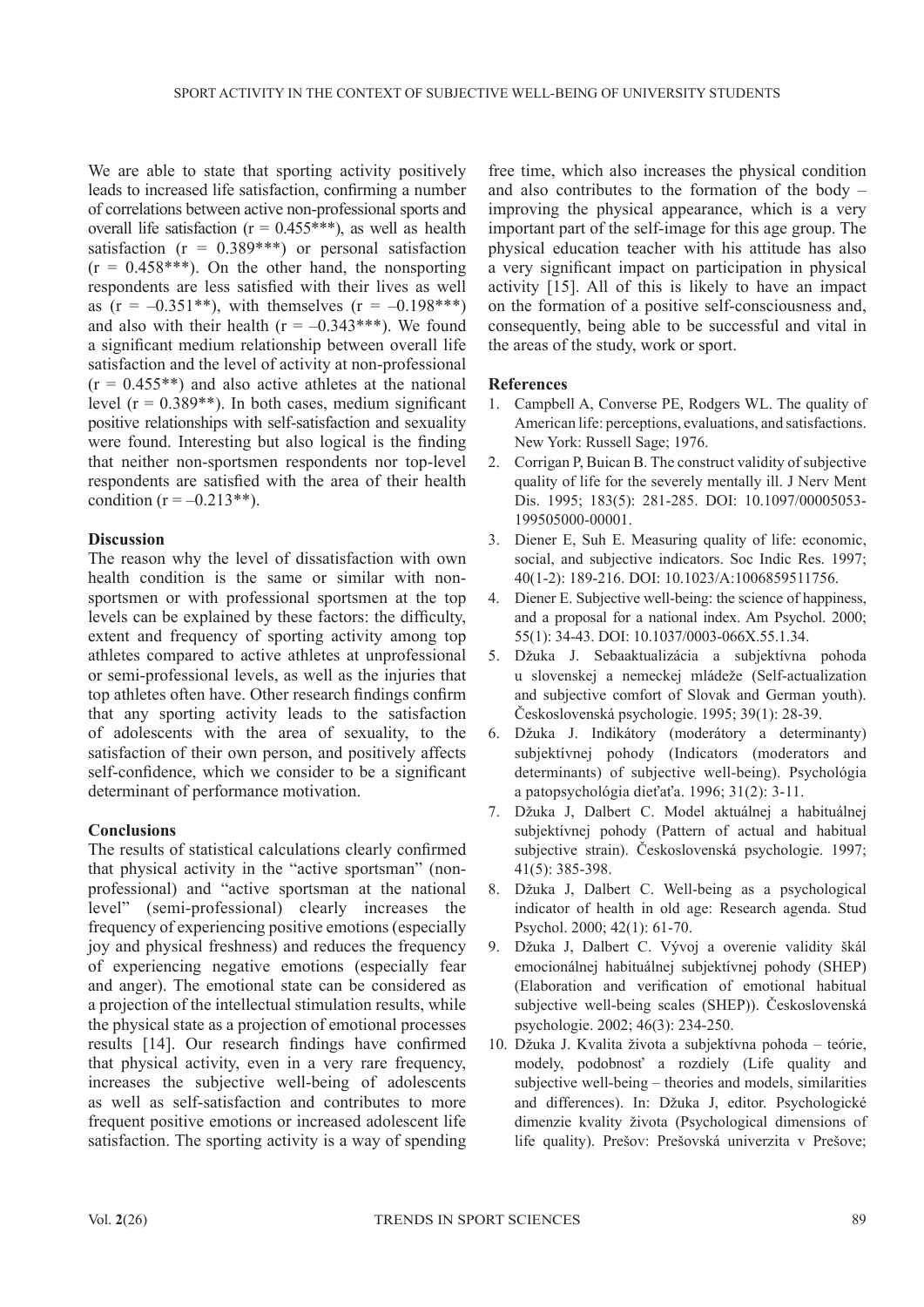We are able to state that sporting activity positively leads to increased life satisfaction, confirming a number of correlations between active non-professional sports and overall life satisfaction ($r = 0.455^{***}$), as well as health satisfaction ($r = 0.389^{***}$) or personal satisfaction ($r = 0.458^{***}$). On the other hand, the nonsporting respondents are less satisfied with their lives as well as ($r = -0.351^{**}$), with themselves ($r = -0.198^{***}$) and also with their health ($r = -0.343^{***}$). We found a significant medium relationship between overall life satisfaction and the level of activity at non-professional ($r = 0.455^{**}$) and also active athletes at the national level ($r = 0.389^{**}$). In both cases, medium significant positive relationships with self-satisfaction and sexuality were found. Interesting but also logical is the finding that neither non-sportsmen respondents nor top-level respondents are satisfied with the area of their health condition ($r = -0.213^{**}$).

**Discussion**

The reason why the level of dissatisfaction with own health condition is the same or similar with non-sportsmen or with professional sportsmen at the top levels can be explained by these factors: the difficulty, extent and frequency of sporting activity among top athletes compared to active athletes at unprofessional or semi-professional levels, as well as the injuries that top athletes often have. Other research findings confirm that any sporting activity leads to the satisfaction of adolescents with the area of sexuality, to the satisfaction of their own person, and positively affects self-confidence, which we consider to be a significant determinant of performance motivation.

**Conclusions**

The results of statistical calculations clearly confirmed that physical activity in the "active sportsman" (non-professional) and "active sportsman at the national level" (semi-professional) clearly increases the frequency of experiencing positive emotions (especially joy and physical freshness) and reduces the frequency of experiencing negative emotions (especially fear and anger). The emotional state can be considered as a projection of the intellectual stimulation results, while the physical state as a projection of emotional processes results [14]. Our research findings have confirmed that physical activity, even in a very rare frequency, increases the subjective well-being of adolescents as well as self-satisfaction and contributes to more frequent positive emotions or increased adolescent life satisfaction. The sporting activity is a way of spending free time, which also increases the physical condition and also contributes to the formation of the body – improving the physical appearance, which is a very important part of the self-image for this age group. The physical education teacher with his attitude has also a very significant impact on participation in physical activity [15]. All of this is likely to have an impact on the formation of a positive self-consciousness and, consequently, being able to be successful and vital in the areas of the study, work or sport.

**References**

1. Campbell A, Converse PE, Rodgers WL. The quality of American life: perceptions, evaluations, and satisfactions. New York: Russell Sage; 1976.
2. Corrigan P, Buican B. The construct validity of subjective quality of life for the severely mentally ill. J Nerv Ment Dis. 1995; 183(5): 281-285. DOI: 10.1097/00005053-199505000-00001.
3. Diener E, Suh E. Measuring quality of life: economic, social, and subjective indicators. Soc Indic Res. 1997; 40(1-2): 189-216. DOI: 10.1023/A:1006859511756.
4. Diener E. Subjective well-being: the science of happiness, and a proposal for a national index. Am Psychol. 2000; 55(1): 34-43. DOI: 10.1037/0003-066X.55.1.34.
5. Džuka J. Sebaaktualizácia a subjektívna pohoda u slovenskej a nemeckej mládeže (Self-actualization and subjective comfort of Slovak and German youth). Československá psychologie. 1995; 39(1): 28-39.
6. Džuka J. Indikátory (moderátory a determinanty) subjektívnej pohody (Indicators (moderators and determinants) of subjective well-being). Psychológia a patopsychológia dieťaťa. 1996; 31(2): 3-11.
7. Džuka J, Dalbert C. Model aktuálnej a habituálnej subjektívnej pohody (Pattern of actual and habitual subjective strain). Československá psychologie. 1997; 41(5): 385-398.
8. Džuka J, Dalbert C. Well-being as a psychological indicator of health in old age: Research agenda. Stud Psychol. 2000; 42(1): 61-70.
9. Džuka J, Dalbert C. Vývoj a overenie validity škál emocionálnej habituálnej subjektívnej pohody (SHEP) (Elaboration and verification of emotional habitual subjective well-being scales (SHEP)). Československá psychologie. 2002; 46(3): 234-250.
10. Džuka J. Kvalita života a subjektívna pohoda – teórie, modely, podobnosť a rozdiely (Life quality and subjective well-being – theories and models, similarities and differences). In: Džuka J, editor. Psychologické dimenzie kvality života (Psychological dimensions of life quality). Prešov: Prešovská univerzita v Prešove;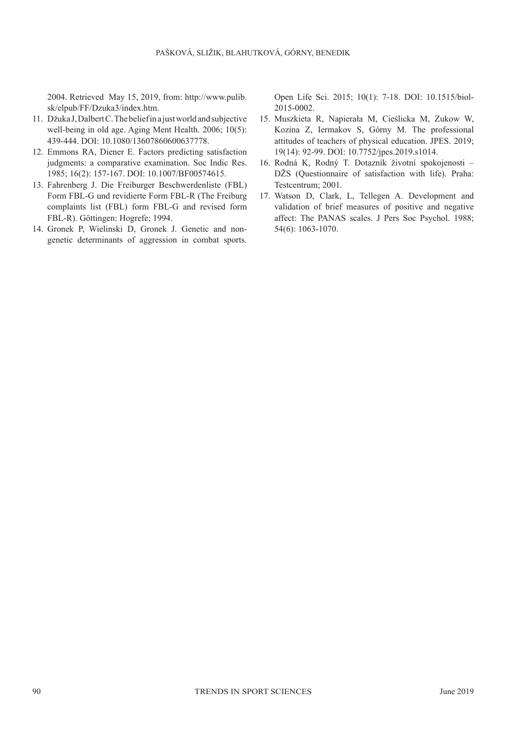2004. Retrieved May 15, 2019, from: http://www.pulib.sk/elpub/FF/Dzuka3/index.htm.

11. Džuka J, Dalbert C. The belief in a just world and subjective well-being in old age. Aging Ment Health. 2006; 10(5): 439-444. DOI: 10.1080/13607860600637778.
12. Emmons RA, Diener E. Factors predicting satisfaction judgments: a comparative examination. Soc Indic Res. 1985; 16(2): 157-167. DOI: 10.1007/BF00574615.
13. Fahrenberg J. Die Freiburger Beschwerdenliste (FBL) Form FBL-G und revidierte Form FBL-R (The Freiburg complaints list (FBL) form FBL-G and revised form FBL-R). Göttingen: Hogrefe; 1994.
14. Gronek P, Wielinski D, Gronek J. Genetic and non-genetic determinants of aggression in combat sports. Open Life Sci. 2015; 10(1): 7-18. DOI: 10.1515/biol-2015-0002.
15. Muszkieta R, Napierała M, Cieślicka M, Zukow W, Kozina Z, Iermakov S, Górny M. The professional attitudes of teachers of physical education. JPES. 2019; 19(14): 92-99. DOI: 10.7752/jpes.2019.s1014.
16. Rodná K, Rodný T. Dotazník životní spokojenosti – DŽS (Questionnaire of satisfaction with life). Praha: Testcentrum; 2001.
17. Watson D, Clark, L, Tellegen A. Development and validation of brief measures of positive and negative affect: The PANAS scales. J Pers Soc Psychol. 1988; 54(6): 1063-1070.